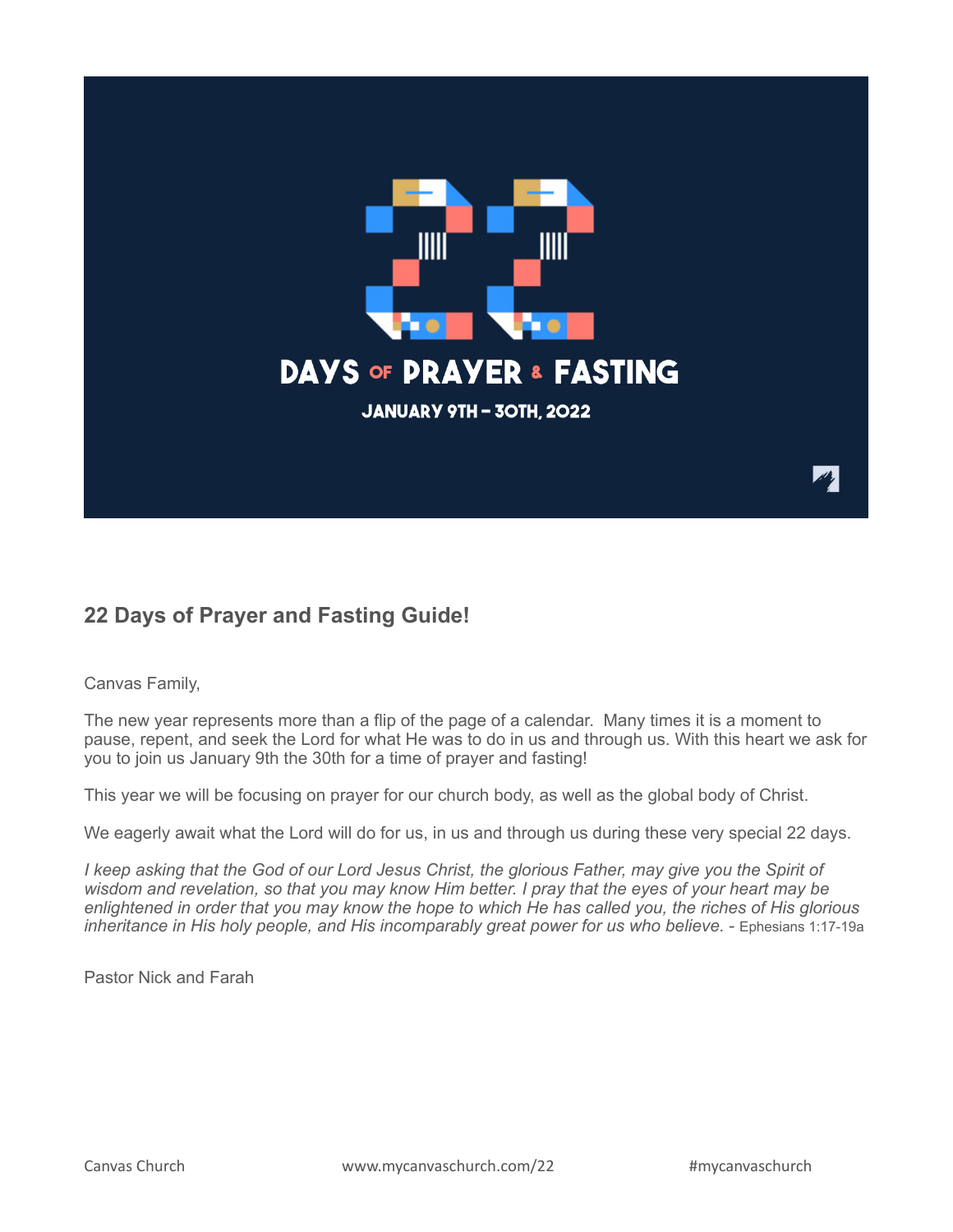DAYS OF PRAYER & FASTING

JANUARY 9TH – 30TH, 2022

## 22 Days of Prayer and Fasting Guide!

Canvas Family,

The new year represents more than a flip of the page of a calendar. Many times it is a moment to pause, repent, and seek the Lord for what He was to do in us and through us. With this heart we ask for you to join us January 9th the 30th for a time of prayer and fasting!

This year we will be focusing on prayer for our church body, as well as the global body of Christ.

We eagerly await what the Lord will do for us, in us and through us during these very special 22 days.

*I keep asking that the God of our Lord Jesus Christ, the glorious Father, may give you the Spirit of wisdom and revelation, so that you may know Him better. I pray that the eyes of your heart may be enlightened in order that you may know the hope to which He has called you, the riches of His glorious inheritance in His holy people, and His incomparably great power for us who believe.* - Ephesians 1:17-19a

Pastor Nick and Farah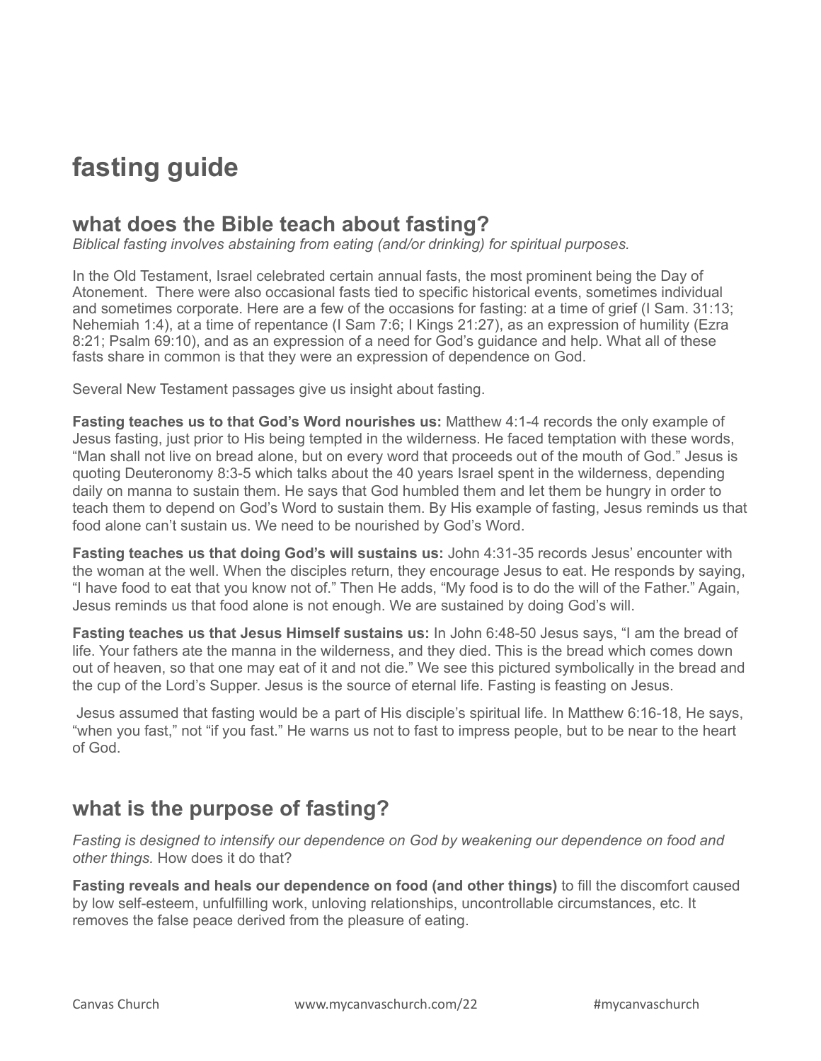# fasting guide

## what does the Bible teach about fasting?

*Biblical fasting involves abstaining from eating (and/or drinking) for spiritual purposes.*

In the Old Testament, Israel celebrated certain annual fasts, the most prominent being the Day of Atonement. There were also occasional fasts tied to specific historical events, sometimes individual and sometimes corporate. Here are a few of the occasions for fasting: at a time of grief (I Sam. 31:13; Nehemiah 1:4), at a time of repentance (I Sam 7:6; I Kings 21:27), as an expression of humility (Ezra 8:21; Psalm 69:10), and as an expression of a need for God's guidance and help. What all of these fasts share in common is that they were an expression of dependence on God.

Several New Testament passages give us insight about fasting.

**Fasting teaches us to that God's Word nourishes us:** Matthew 4:1-4 records the only example of Jesus fasting, just prior to His being tempted in the wilderness. He faced temptation with these words, "Man shall not live on bread alone, but on every word that proceeds out of the mouth of God." Jesus is quoting Deuteronomy 8:3-5 which talks about the 40 years Israel spent in the wilderness, depending daily on manna to sustain them. He says that God humbled them and let them be hungry in order to teach them to depend on God's Word to sustain them. By His example of fasting, Jesus reminds us that food alone can't sustain us. We need to be nourished by God's Word.

**Fasting teaches us that doing God's will sustains us:** John 4:31-35 records Jesus' encounter with the woman at the well. When the disciples return, they encourage Jesus to eat. He responds by saying, "I have food to eat that you know not of." Then He adds, "My food is to do the will of the Father." Again, Jesus reminds us that food alone is not enough. We are sustained by doing God's will.

**Fasting teaches us that Jesus Himself sustains us:** In John 6:48-50 Jesus says, "I am the bread of life. Your fathers ate the manna in the wilderness, and they died. This is the bread which comes down out of heaven, so that one may eat of it and not die." We see this pictured symbolically in the bread and the cup of the Lord's Supper. Jesus is the source of eternal life. Fasting is feasting on Jesus.

Jesus assumed that fasting would be a part of His disciple's spiritual life. In Matthew 6:16-18, He says, "when you fast," not "if you fast." He warns us not to fast to impress people, but to be near to the heart of God.

## what is the purpose of fasting?

*Fasting is designed to intensify our dependence on God by weakening our dependence on food and other things.* How does it do that?

**Fasting reveals and heals our dependence on food (and other things)** to fill the discomfort caused by low self-esteem, unfulfilling work, unloving relationships, uncontrollable circumstances, etc. It removes the false peace derived from the pleasure of eating.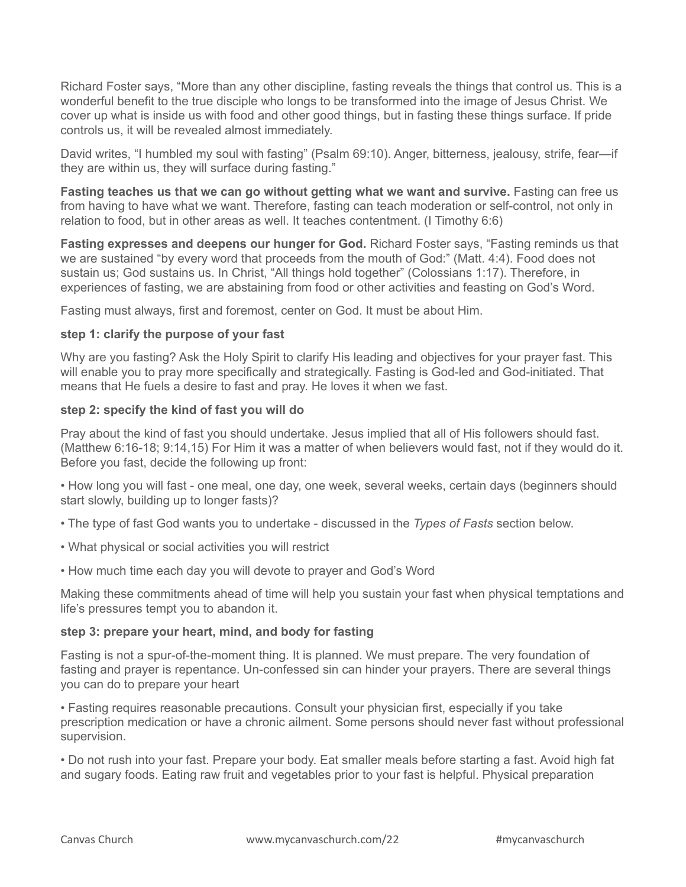Richard Foster says, "More than any other discipline, fasting reveals the things that control us. This is a wonderful benefit to the true disciple who longs to be transformed into the image of Jesus Christ. We cover up what is inside us with food and other good things, but in fasting these things surface. If pride controls us, it will be revealed almost immediately.

David writes, "I humbled my soul with fasting" (Psalm 69:10). Anger, bitterness, jealousy, strife, fear—if they are within us, they will surface during fasting."

**Fasting teaches us that we can go without getting what we want and survive.** Fasting can free us from having to have what we want. Therefore, fasting can teach moderation or self-control, not only in relation to food, but in other areas as well. It teaches contentment. (I Timothy 6:6)

**Fasting expresses and deepens our hunger for God.** Richard Foster says, "Fasting reminds us that we are sustained "by every word that proceeds from the mouth of God:" (Matt. 4:4). Food does not sustain us; God sustains us. In Christ, "All things hold together" (Colossians 1:17). Therefore, in experiences of fasting, we are abstaining from food or other activities and feasting on God's Word.

Fasting must always, first and foremost, center on God. It must be about Him.

**step 1: clarify the purpose of your fast**

Why are you fasting? Ask the Holy Spirit to clarify His leading and objectives for your prayer fast. This will enable you to pray more specifically and strategically. Fasting is God-led and God-initiated. That means that He fuels a desire to fast and pray. He loves it when we fast.

**step 2: specify the kind of fast you will do**

Pray about the kind of fast you should undertake. Jesus implied that all of His followers should fast. (Matthew 6:16-18; 9:14,15) For Him it was a matter of when believers would fast, not if they would do it. Before you fast, decide the following up front:

• How long you will fast - one meal, one day, one week, several weeks, certain days (beginners should start slowly, building up to longer fasts)?

• The type of fast God wants you to undertake - discussed in the *Types of Fasts* section below.

• What physical or social activities you will restrict

• How much time each day you will devote to prayer and God's Word

Making these commitments ahead of time will help you sustain your fast when physical temptations and life's pressures tempt you to abandon it.

**step 3: prepare your heart, mind, and body for fasting**

Fasting is not a spur-of-the-moment thing. It is planned. We must prepare. The very foundation of fasting and prayer is repentance. Un-confessed sin can hinder your prayers. There are several things you can do to prepare your heart

• Fasting requires reasonable precautions. Consult your physician first, especially if you take prescription medication or have a chronic ailment. Some persons should never fast without professional supervision.

• Do not rush into your fast. Prepare your body. Eat smaller meals before starting a fast. Avoid high fat and sugary foods. Eating raw fruit and vegetables prior to your fast is helpful. Physical preparation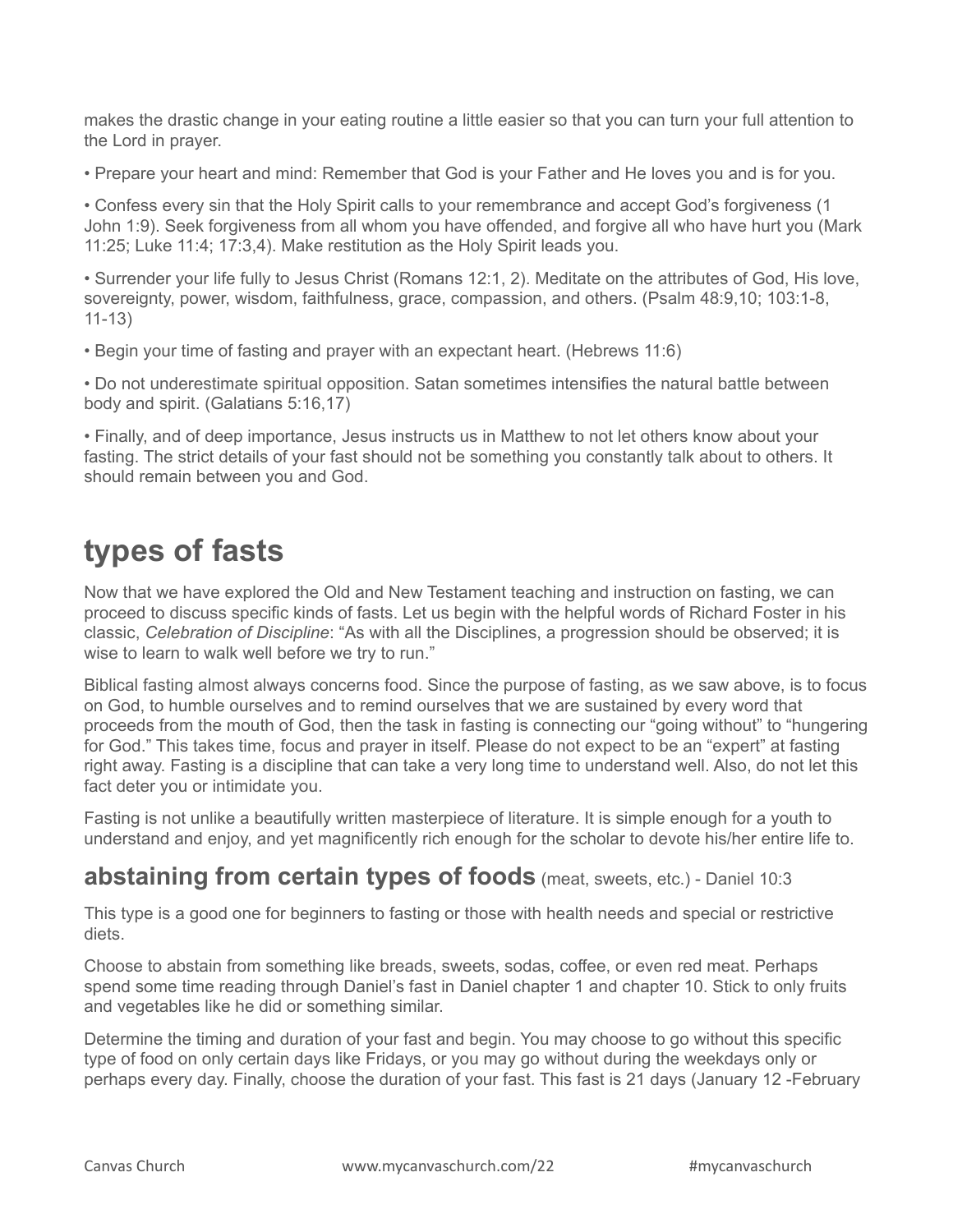makes the drastic change in your eating routine a little easier so that you can turn your full attention to the Lord in prayer.

• Prepare your heart and mind: Remember that God is your Father and He loves you and is for you.

• Confess every sin that the Holy Spirit calls to your remembrance and accept God's forgiveness (1 John 1:9). Seek forgiveness from all whom you have offended, and forgive all who have hurt you (Mark 11:25; Luke 11:4; 17:3,4). Make restitution as the Holy Spirit leads you.

• Surrender your life fully to Jesus Christ (Romans 12:1, 2). Meditate on the attributes of God, His love, sovereignty, power, wisdom, faithfulness, grace, compassion, and others. (Psalm 48:9,10; 103:1-8, 11-13)

• Begin your time of fasting and prayer with an expectant heart. (Hebrews 11:6)

• Do not underestimate spiritual opposition. Satan sometimes intensifies the natural battle between body and spirit. (Galatians 5:16,17)

• Finally, and of deep importance, Jesus instructs us in Matthew to not let others know about your fasting. The strict details of your fast should not be something you constantly talk about to others. It should remain between you and God.

# types of fasts

Now that we have explored the Old and New Testament teaching and instruction on fasting, we can proceed to discuss specific kinds of fasts. Let us begin with the helpful words of Richard Foster in his classic, *Celebration of Discipline*: "As with all the Disciplines, a progression should be observed; it is wise to learn to walk well before we try to run."

Biblical fasting almost always concerns food. Since the purpose of fasting, as we saw above, is to focus on God, to humble ourselves and to remind ourselves that we are sustained by every word that proceeds from the mouth of God, then the task in fasting is connecting our "going without" to "hungering for God." This takes time, focus and prayer in itself. Please do not expect to be an "expert" at fasting right away. Fasting is a discipline that can take a very long time to understand well. Also, do not let this fact deter you or intimidate you.

Fasting is not unlike a beautifully written masterpiece of literature. It is simple enough for a youth to understand and enjoy, and yet magnificently rich enough for the scholar to devote his/her entire life to.

## abstaining from certain types of foods (meat, sweets, etc.) - Daniel 10:3

This type is a good one for beginners to fasting or those with health needs and special or restrictive diets.

Choose to abstain from something like breads, sweets, sodas, coffee, or even red meat. Perhaps spend some time reading through Daniel's fast in Daniel chapter 1 and chapter 10. Stick to only fruits and vegetables like he did or something similar.

Determine the timing and duration of your fast and begin. You may choose to go without this specific type of food on only certain days like Fridays, or you may go without during the weekdays only or perhaps every day. Finally, choose the duration of your fast. This fast is 21 days (January 12 -February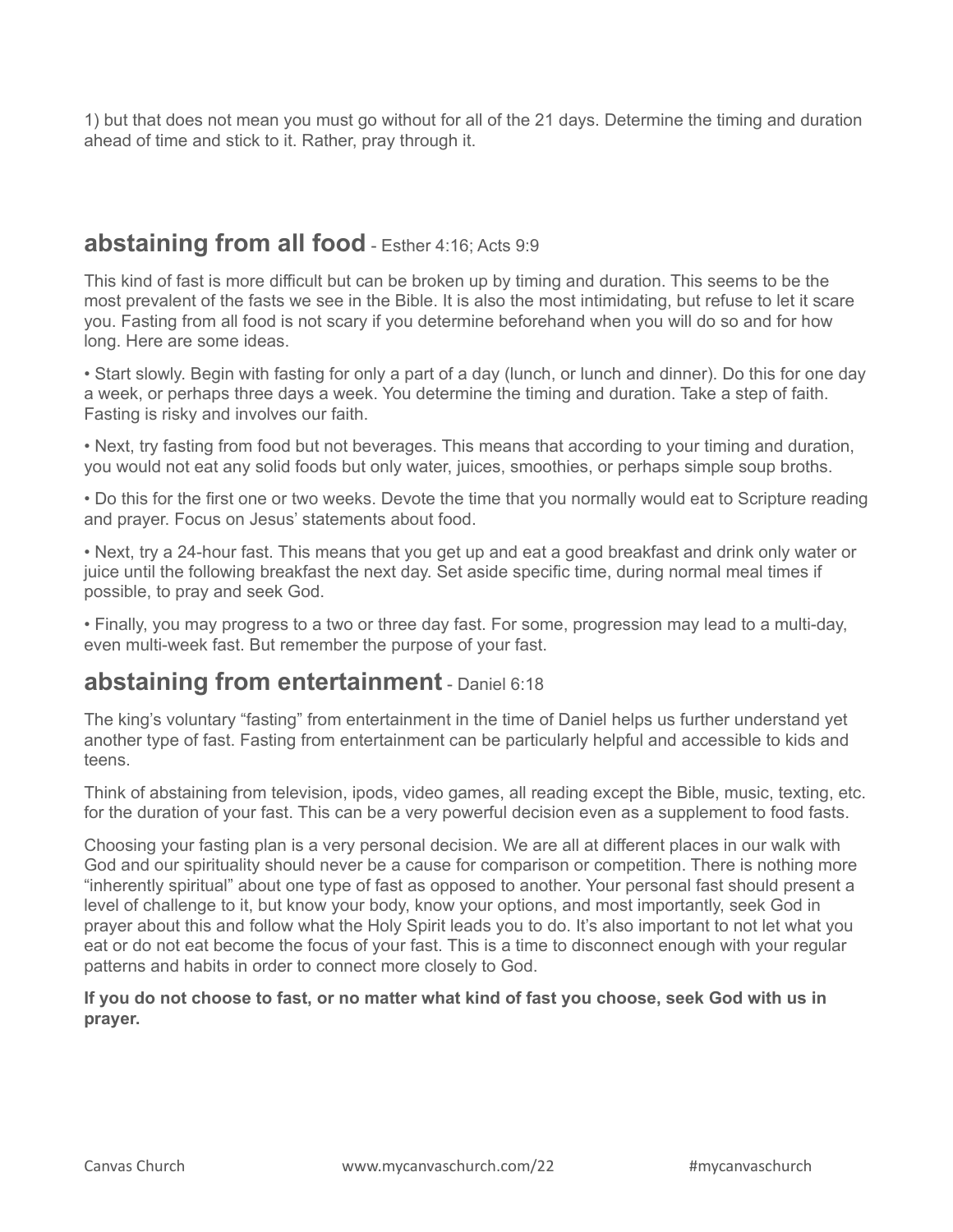1) but that does not mean you must go without for all of the 21 days. Determine the timing and duration ahead of time and stick to it. Rather, pray through it.

## abstaining from all food - Esther 4:16; Acts 9:9

This kind of fast is more difficult but can be broken up by timing and duration. This seems to be the most prevalent of the fasts we see in the Bible. It is also the most intimidating, but refuse to let it scare you. Fasting from all food is not scary if you determine beforehand when you will do so and for how long. Here are some ideas.

- Start slowly. Begin with fasting for only a part of a day (lunch, or lunch and dinner). Do this for one day a week, or perhaps three days a week. You determine the timing and duration. Take a step of faith. Fasting is risky and involves our faith.
- Next, try fasting from food but not beverages. This means that according to your timing and duration, you would not eat any solid foods but only water, juices, smoothies, or perhaps simple soup broths.
- Do this for the first one or two weeks. Devote the time that you normally would eat to Scripture reading and prayer. Focus on Jesus' statements about food.
- Next, try a 24-hour fast. This means that you get up and eat a good breakfast and drink only water or juice until the following breakfast the next day. Set aside specific time, during normal meal times if possible, to pray and seek God.
- Finally, you may progress to a two or three day fast. For some, progression may lead to a multi-day, even multi-week fast. But remember the purpose of your fast.

## abstaining from entertainment - Daniel 6:18

The king's voluntary "fasting" from entertainment in the time of Daniel helps us further understand yet another type of fast. Fasting from entertainment can be particularly helpful and accessible to kids and teens.

Think of abstaining from television, ipods, video games, all reading except the Bible, music, texting, etc. for the duration of your fast. This can be a very powerful decision even as a supplement to food fasts.

Choosing your fasting plan is a very personal decision. We are all at different places in our walk with God and our spirituality should never be a cause for comparison or competition. There is nothing more "inherently spiritual" about one type of fast as opposed to another. Your personal fast should present a level of challenge to it, but know your body, know your options, and most importantly, seek God in prayer about this and follow what the Holy Spirit leads you to do. It's also important to not let what you eat or do not eat become the focus of your fast. This is a time to disconnect enough with your regular patterns and habits in order to connect more closely to God.

**If you do not choose to fast, or no matter what kind of fast you choose, seek God with us in prayer.**